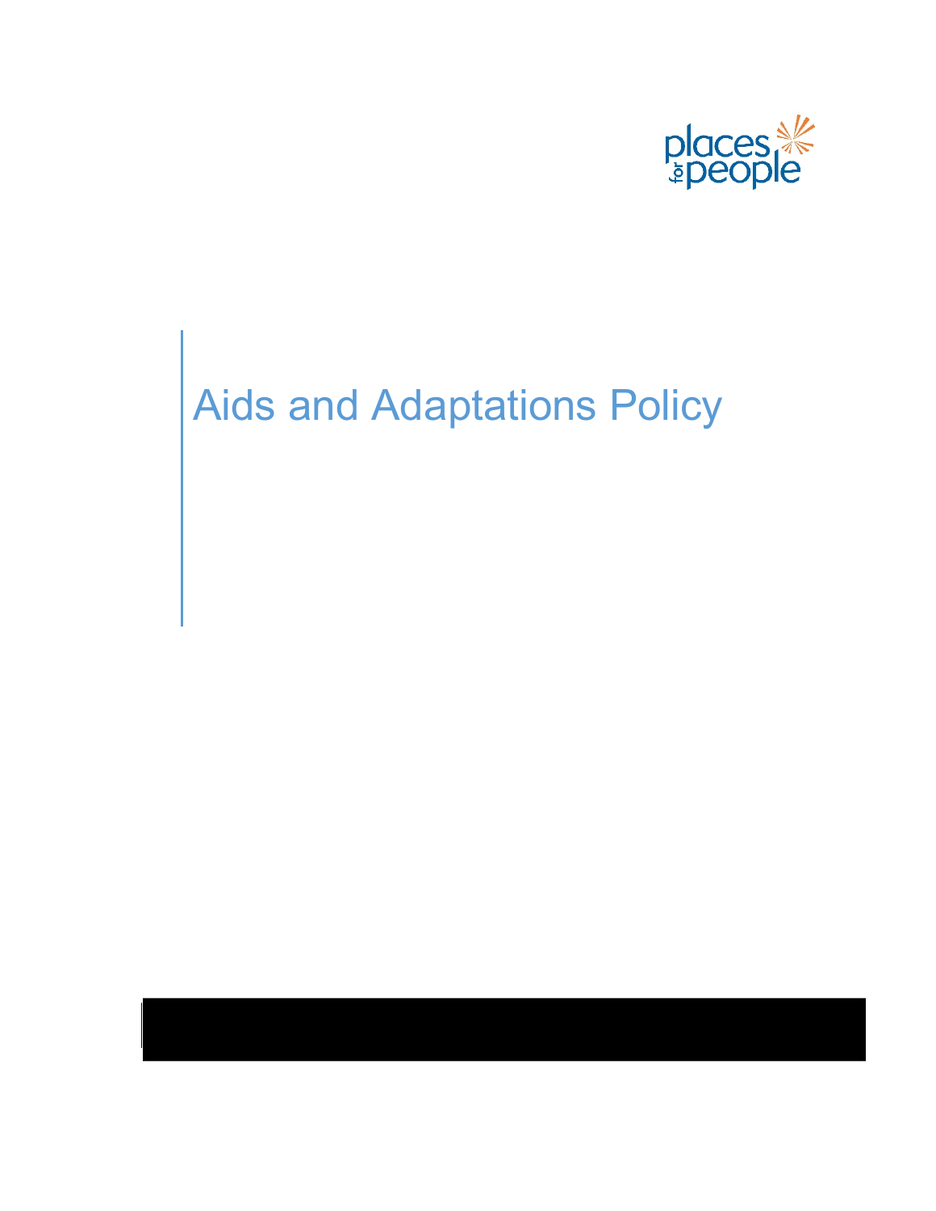places for people

# Aids and Adaptations Policy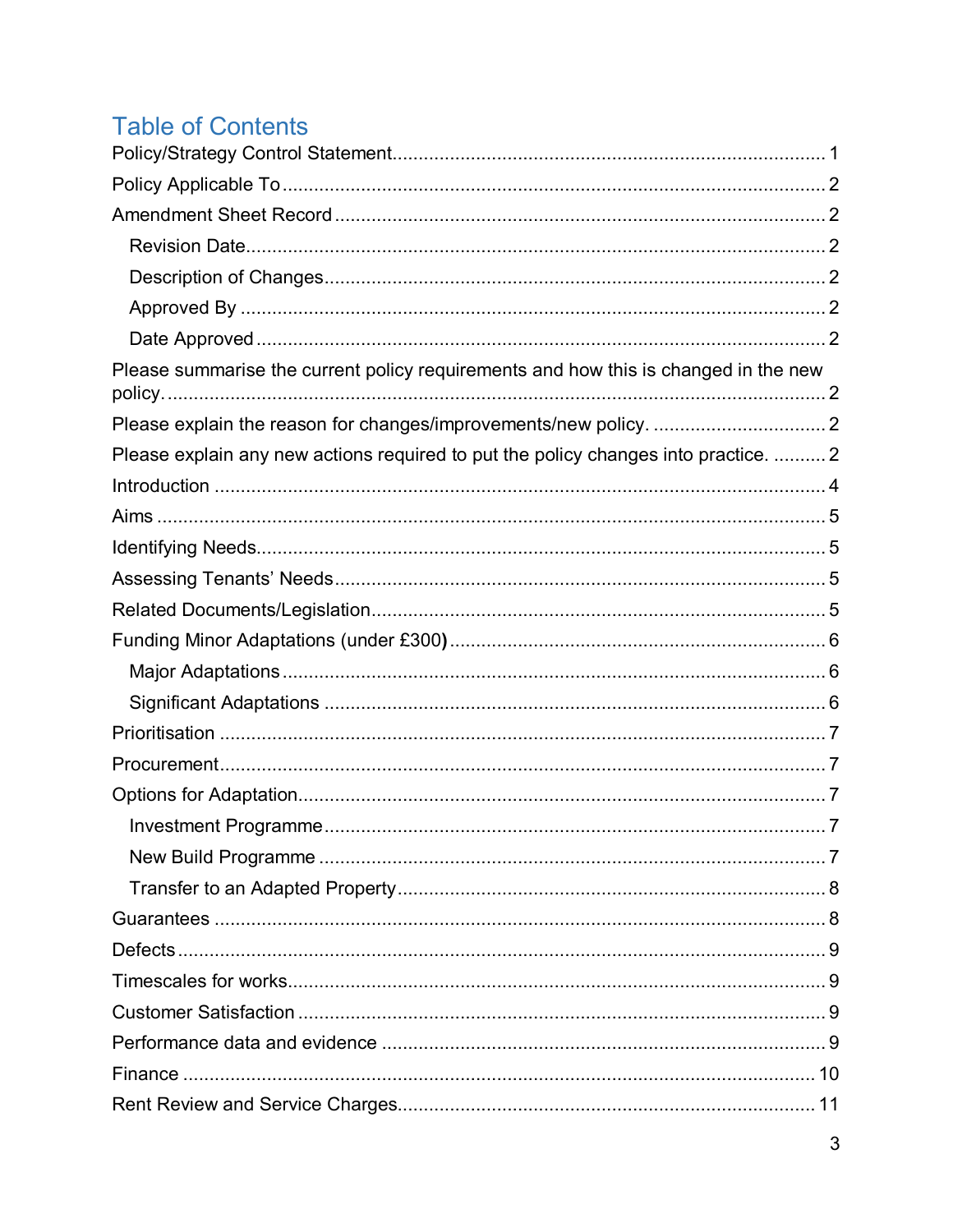# Table of Contents

Policy/Strategy Control Statement.................................................................................. 1

Policy Applicable To ........................................................................................................ 2

Amendment Sheet Record .............................................................................................. 2

- Revision Date............................................................................................................ 2
- Description of Changes............................................................................................. 2
- Approved By ............................................................................................................. 2
- Date Approved .......................................................................................................... 2

Please summarise the current policy requirements and how this is changed in the new policy. ................................................................................................................................. 2

Please explain the reason for changes/improvements/new policy. ................................. 2

Please explain any new actions required to put the policy changes into practice. .......... 2

Introduction ..................................................................................................................... 4

Aims ................................................................................................................................ 5

Identifying Needs............................................................................................................. 5

Assessing Tenants' Needs .............................................................................................. 5

Related Documents/Legislation....................................................................................... 5

Funding Minor Adaptations (under £300**)** ........................................................................ 6

- Major Adaptations ..................................................................................................... 6
- Significant Adaptations ............................................................................................. 6

Prioritisation .................................................................................................................... 7

Procurement.................................................................................................................... 7

Options for Adaptation..................................................................................................... 7

- Investment Programme............................................................................................. 7
- New Build Programme .............................................................................................. 7
- Transfer to an Adapted Property ............................................................................... 8

Guarantees ..................................................................................................................... 8

Defects ............................................................................................................................ 9

Timescales for works....................................................................................................... 9

Customer Satisfaction ..................................................................................................... 9

Performance data and evidence ..................................................................................... 9

Finance ......................................................................................................................... 10

Rent Review and Service Charges................................................................................ 11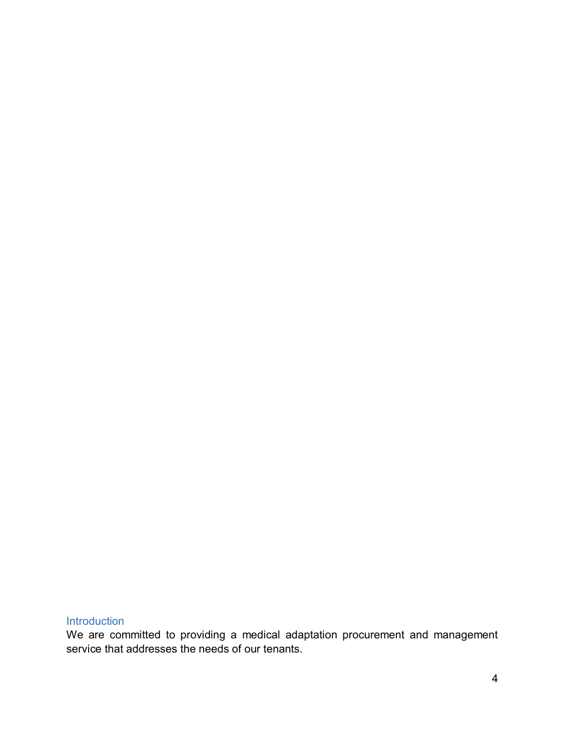## Introduction

We are committed to providing a medical adaptation procurement and management service that addresses the needs of our tenants.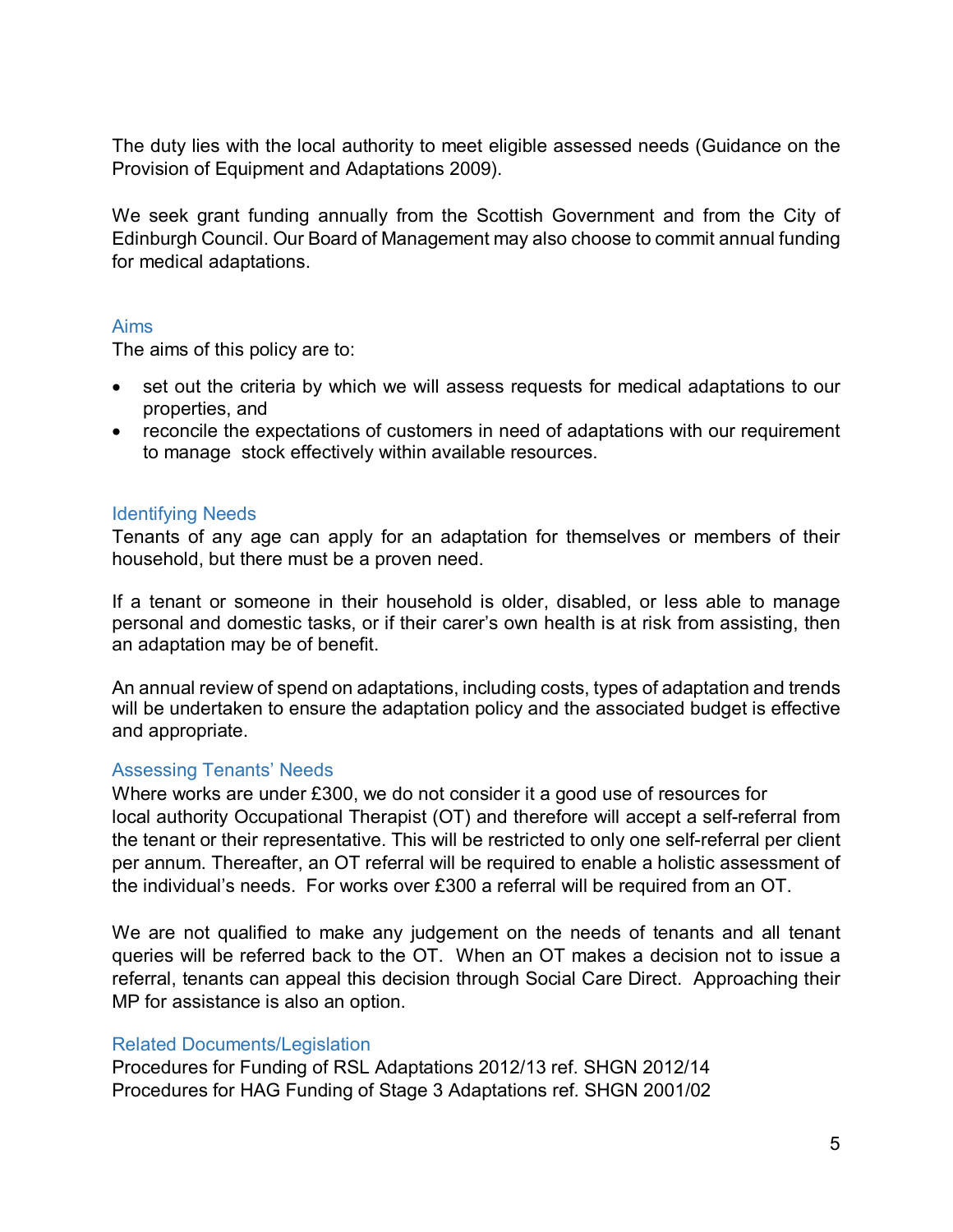The duty lies with the local authority to meet eligible assessed needs (Guidance on the Provision of Equipment and Adaptations 2009).

We seek grant funding annually from the Scottish Government and from the City of Edinburgh Council. Our Board of Management may also choose to commit annual funding for medical adaptations.

## Aims

The aims of this policy are to:

- set out the criteria by which we will assess requests for medical adaptations to our properties, and
- reconcile the expectations of customers in need of adaptations with our requirement to manage stock effectively within available resources.

## Identifying Needs

Tenants of any age can apply for an adaptation for themselves or members of their household, but there must be a proven need.

If a tenant or someone in their household is older, disabled, or less able to manage personal and domestic tasks, or if their carer's own health is at risk from assisting, then an adaptation may be of benefit.

An annual review of spend on adaptations, including costs, types of adaptation and trends will be undertaken to ensure the adaptation policy and the associated budget is effective and appropriate.

## Assessing Tenants' Needs

Where works are under £300, we do not consider it a good use of resources for local authority Occupational Therapist (OT) and therefore will accept a self-referral from the tenant or their representative. This will be restricted to only one self-referral per client per annum. Thereafter, an OT referral will be required to enable a holistic assessment of the individual's needs. For works over £300 a referral will be required from an OT.

We are not qualified to make any judgement on the needs of tenants and all tenant queries will be referred back to the OT. When an OT makes a decision not to issue a referral, tenants can appeal this decision through Social Care Direct. Approaching their MP for assistance is also an option.

## Related Documents/Legislation

Procedures for Funding of RSL Adaptations 2012/13 ref. SHGN 2012/14
Procedures for HAG Funding of Stage 3 Adaptations ref. SHGN 2001/02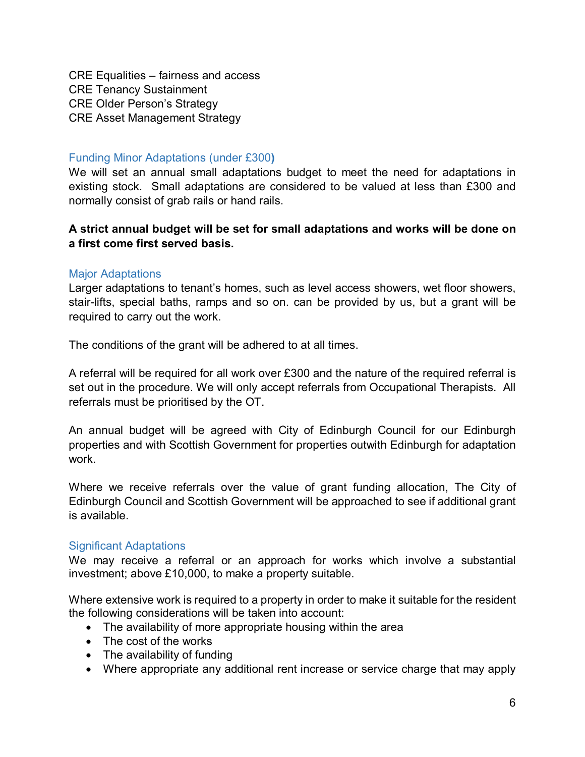CRE Equalities – fairness and access
CRE Tenancy Sustainment
CRE Older Person's Strategy
CRE Asset Management Strategy

## Funding Minor Adaptations (under £300)

We will set an annual small adaptations budget to meet the need for adaptations in existing stock. Small adaptations are considered to be valued at less than £300 and normally consist of grab rails or hand rails.

**A strict annual budget will be set for small adaptations and works will be done on a first come first served basis.**

## Major Adaptations

Larger adaptations to tenant's homes, such as level access showers, wet floor showers, stair-lifts, special baths, ramps and so on. can be provided by us, but a grant will be required to carry out the work.

The conditions of the grant will be adhered to at all times.

A referral will be required for all work over £300 and the nature of the required referral is set out in the procedure. We will only accept referrals from Occupational Therapists. All referrals must be prioritised by the OT.

An annual budget will be agreed with City of Edinburgh Council for our Edinburgh properties and with Scottish Government for properties outwith Edinburgh for adaptation work.

Where we receive referrals over the value of grant funding allocation, The City of Edinburgh Council and Scottish Government will be approached to see if additional grant is available.

## Significant Adaptations

We may receive a referral or an approach for works which involve a substantial investment; above £10,000, to make a property suitable.

Where extensive work is required to a property in order to make it suitable for the resident the following considerations will be taken into account:

- The availability of more appropriate housing within the area
- The cost of the works
- The availability of funding
- Where appropriate any additional rent increase or service charge that may apply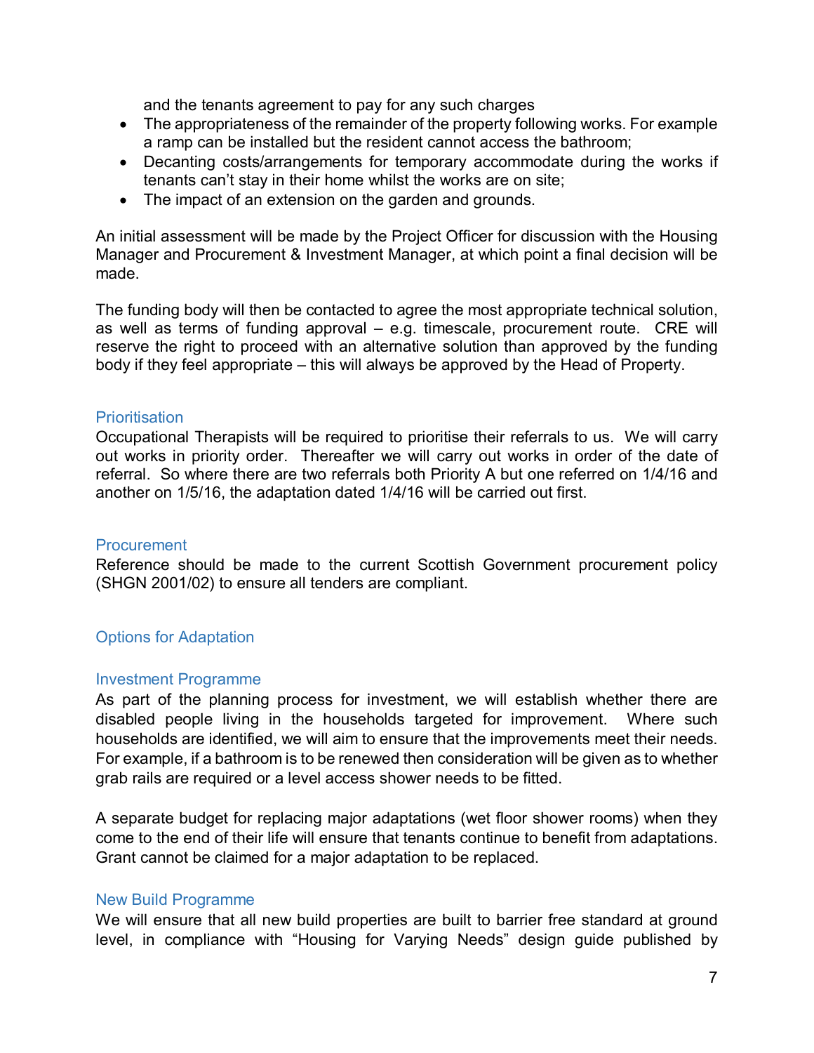and the tenants agreement to pay for any such charges

- The appropriateness of the remainder of the property following works. For example a ramp can be installed but the resident cannot access the bathroom;
- Decanting costs/arrangements for temporary accommodate during the works if tenants can't stay in their home whilst the works are on site;
- The impact of an extension on the garden and grounds.

An initial assessment will be made by the Project Officer for discussion with the Housing Manager and Procurement & Investment Manager, at which point a final decision will be made.

The funding body will then be contacted to agree the most appropriate technical solution, as well as terms of funding approval – e.g. timescale, procurement route. CRE will reserve the right to proceed with an alternative solution than approved by the funding body if they feel appropriate – this will always be approved by the Head of Property.

## Prioritisation

Occupational Therapists will be required to prioritise their referrals to us. We will carry out works in priority order. Thereafter we will carry out works in order of the date of referral. So where there are two referrals both Priority A but one referred on 1/4/16 and another on 1/5/16, the adaptation dated 1/4/16 will be carried out first.

## Procurement

Reference should be made to the current Scottish Government procurement policy (SHGN 2001/02) to ensure all tenders are compliant.

## Options for Adaptation

### Investment Programme

As part of the planning process for investment, we will establish whether there are disabled people living in the households targeted for improvement. Where such households are identified, we will aim to ensure that the improvements meet their needs. For example, if a bathroom is to be renewed then consideration will be given as to whether grab rails are required or a level access shower needs to be fitted.

A separate budget for replacing major adaptations (wet floor shower rooms) when they come to the end of their life will ensure that tenants continue to benefit from adaptations. Grant cannot be claimed for a major adaptation to be replaced.

### New Build Programme

We will ensure that all new build properties are built to barrier free standard at ground level, in compliance with "Housing for Varying Needs" design guide published by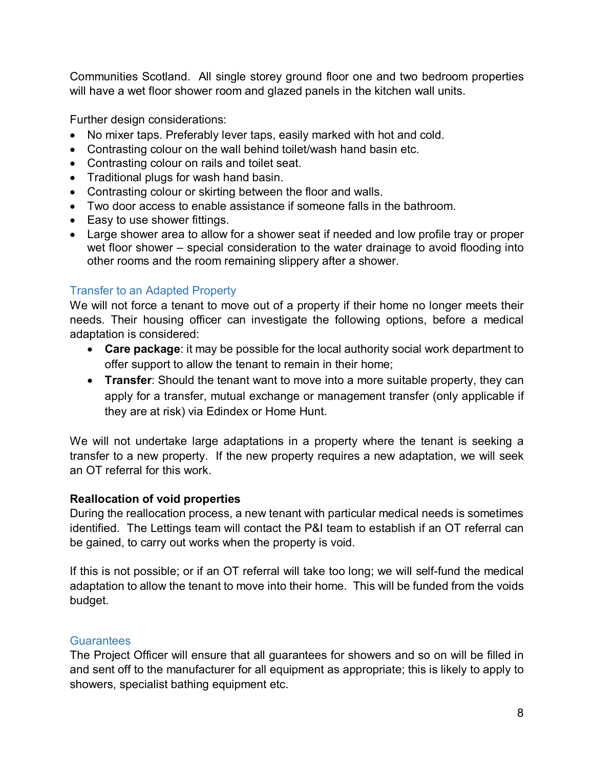Communities Scotland. All single storey ground floor one and two bedroom properties will have a wet floor shower room and glazed panels in the kitchen wall units.

Further design considerations:

- No mixer taps. Preferably lever taps, easily marked with hot and cold.
- Contrasting colour on the wall behind toilet/wash hand basin etc.
- Contrasting colour on rails and toilet seat.
- Traditional plugs for wash hand basin.
- Contrasting colour or skirting between the floor and walls.
- Two door access to enable assistance if someone falls in the bathroom.
- Easy to use shower fittings.
- Large shower area to allow for a shower seat if needed and low profile tray or proper wet floor shower – special consideration to the water drainage to avoid flooding into other rooms and the room remaining slippery after a shower.

## Transfer to an Adapted Property

We will not force a tenant to move out of a property if their home no longer meets their needs. Their housing officer can investigate the following options, before a medical adaptation is considered:

- **Care package**: it may be possible for the local authority social work department to offer support to allow the tenant to remain in their home;
- **Transfer**: Should the tenant want to move into a more suitable property, they can apply for a transfer, mutual exchange or management transfer (only applicable if they are at risk) via Edindex or Home Hunt.

We will not undertake large adaptations in a property where the tenant is seeking a transfer to a new property. If the new property requires a new adaptation, we will seek an OT referral for this work.

**Reallocation of void properties**

During the reallocation process, a new tenant with particular medical needs is sometimes identified. The Lettings team will contact the P&I team to establish if an OT referral can be gained, to carry out works when the property is void.

If this is not possible; or if an OT referral will take too long; we will self-fund the medical adaptation to allow the tenant to move into their home. This will be funded from the voids budget.

## Guarantees

The Project Officer will ensure that all guarantees for showers and so on will be filled in and sent off to the manufacturer for all equipment as appropriate; this is likely to apply to showers, specialist bathing equipment etc.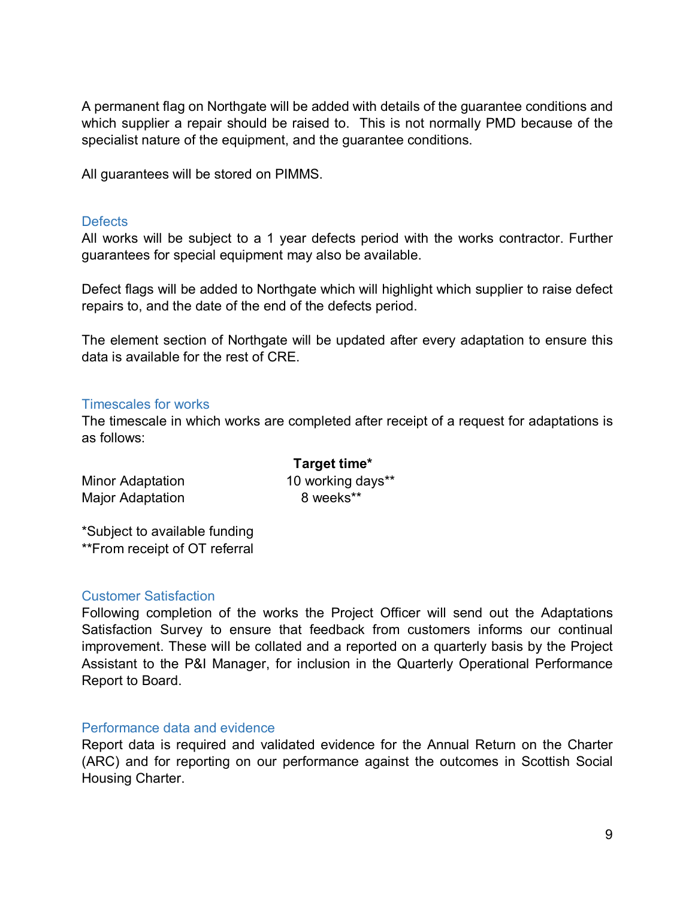A permanent flag on Northgate will be added with details of the guarantee conditions and which supplier a repair should be raised to. This is not normally PMD because of the specialist nature of the equipment, and the guarantee conditions.

All guarantees will be stored on PIMMS.

## Defects

All works will be subject to a 1 year defects period with the works contractor. Further guarantees for special equipment may also be available.

Defect flags will be added to Northgate which will highlight which supplier to raise defect repairs to, and the date of the end of the defects period.

The element section of Northgate will be updated after every adaptation to ensure this data is available for the rest of CRE.

## Timescales for works

The timescale in which works are completed after receipt of a request for adaptations is as follows:

| | **Target time*** |
|---|---|
| Minor Adaptation | 10 working days** |
| Major Adaptation | 8 weeks** |

*Subject to available funding
**From receipt of OT referral

## Customer Satisfaction

Following completion of the works the Project Officer will send out the Adaptations Satisfaction Survey to ensure that feedback from customers informs our continual improvement. These will be collated and a reported on a quarterly basis by the Project Assistant to the P&I Manager, for inclusion in the Quarterly Operational Performance Report to Board.

## Performance data and evidence

Report data is required and validated evidence for the Annual Return on the Charter (ARC) and for reporting on our performance against the outcomes in Scottish Social Housing Charter.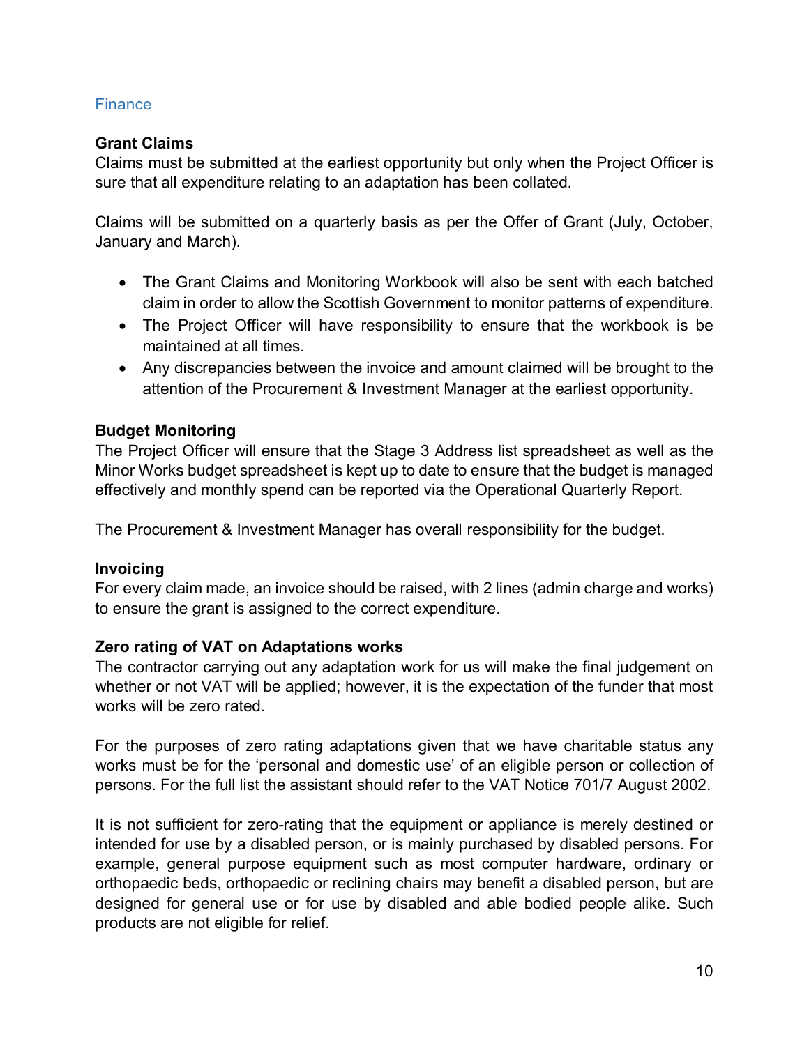## Finance

### Grant Claims

Claims must be submitted at the earliest opportunity but only when the Project Officer is sure that all expenditure relating to an adaptation has been collated.

Claims will be submitted on a quarterly basis as per the Offer of Grant (July, October, January and March).

- The Grant Claims and Monitoring Workbook will also be sent with each batched claim in order to allow the Scottish Government to monitor patterns of expenditure.
- The Project Officer will have responsibility to ensure that the workbook is be maintained at all times.
- Any discrepancies between the invoice and amount claimed will be brought to the attention of the Procurement & Investment Manager at the earliest opportunity.

### Budget Monitoring

The Project Officer will ensure that the Stage 3 Address list spreadsheet as well as the Minor Works budget spreadsheet is kept up to date to ensure that the budget is managed effectively and monthly spend can be reported via the Operational Quarterly Report.

The Procurement & Investment Manager has overall responsibility for the budget.

### Invoicing

For every claim made, an invoice should be raised, with 2 lines (admin charge and works) to ensure the grant is assigned to the correct expenditure.

### Zero rating of VAT on Adaptations works

The contractor carrying out any adaptation work for us will make the final judgement on whether or not VAT will be applied; however, it is the expectation of the funder that most works will be zero rated.

For the purposes of zero rating adaptations given that we have charitable status any works must be for the 'personal and domestic use' of an eligible person or collection of persons. For the full list the assistant should refer to the VAT Notice 701/7 August 2002.

It is not sufficient for zero-rating that the equipment or appliance is merely destined or intended for use by a disabled person, or is mainly purchased by disabled persons. For example, general purpose equipment such as most computer hardware, ordinary or orthopaedic beds, orthopaedic or reclining chairs may benefit a disabled person, but are designed for general use or for use by disabled and able bodied people alike. Such products are not eligible for relief.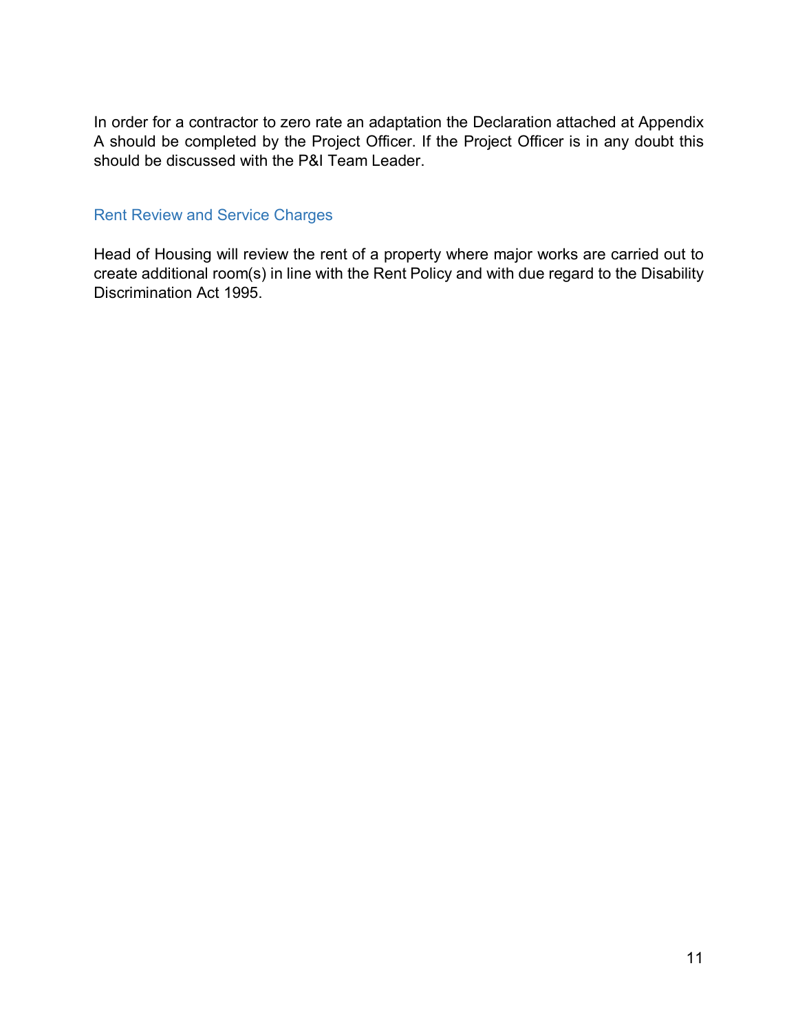In order for a contractor to zero rate an adaptation the Declaration attached at Appendix A should be completed by the Project Officer. If the Project Officer is in any doubt this should be discussed with the P&I Team Leader.

## Rent Review and Service Charges

Head of Housing will review the rent of a property where major works are carried out to create additional room(s) in line with the Rent Policy and with due regard to the Disability Discrimination Act 1995.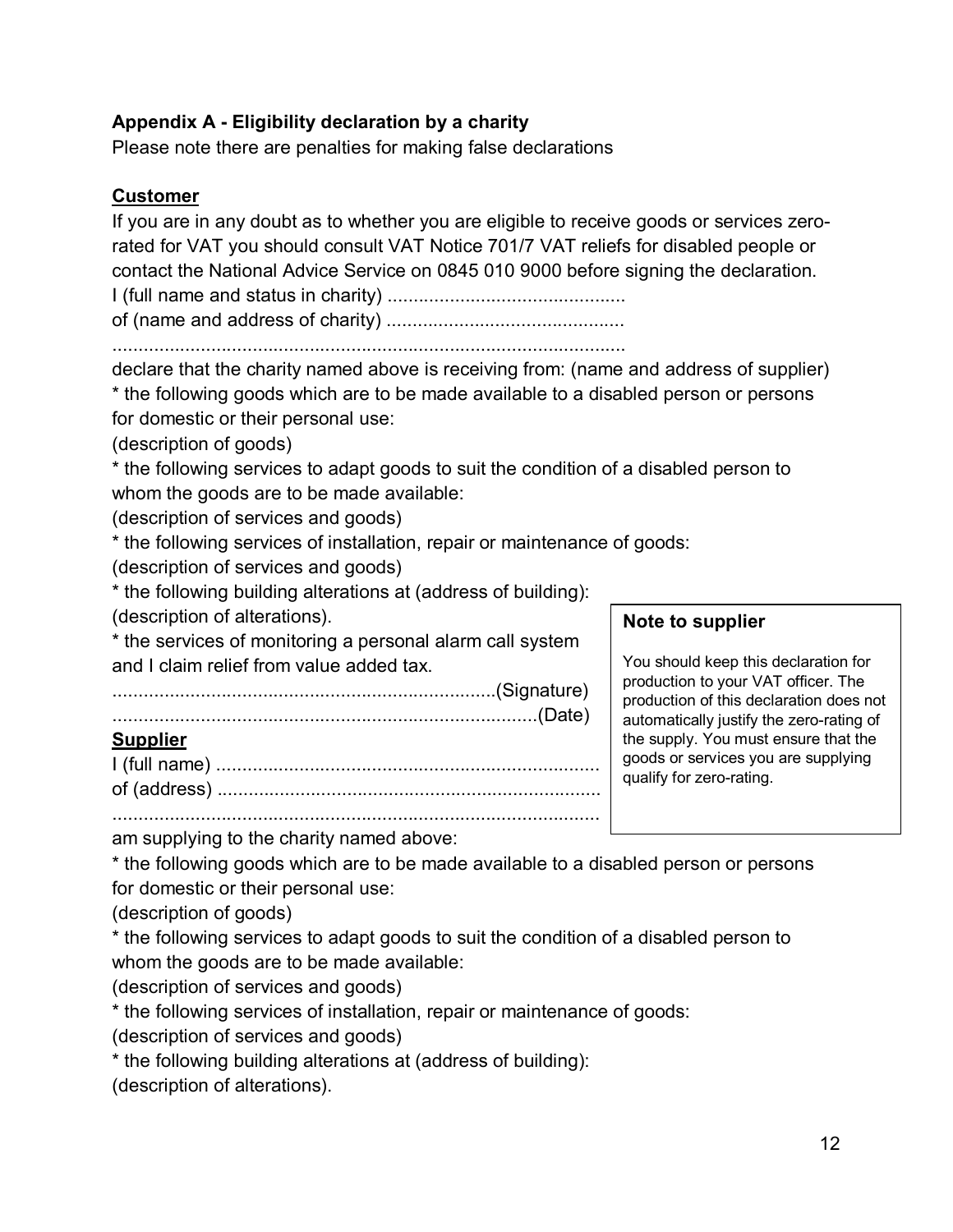**Appendix A - Eligibility declaration by a charity**

Please note there are penalties for making false declarations

**Customer**

If you are in any doubt as to whether you are eligible to receive goods or services zero-rated for VAT you should consult VAT Notice 701/7 VAT reliefs for disabled people or contact the National Advice Service on 0845 010 9000 before signing the declaration.

I (full name and status in charity) .............................................

of (name and address of charity) .............................................

...................................................................................................

declare that the charity named above is receiving from: (name and address of supplier)

* the following goods which are to be made available to a disabled person or persons for domestic or their personal use:

(description of goods)

* the following services to adapt goods to suit the condition of a disabled person to whom the goods are to be made available:

(description of services and goods)

* the following services of installation, repair or maintenance of goods:

(description of services and goods)

* the following building alterations at (address of building):

(description of alterations).

* the services of monitoring a personal alarm call system and I claim relief from value added tax.

.........................................................................(Signature)

..................................................................................(Date)

**Supplier**

I (full name) .........................................................................

of (address) .........................................................................

..............................................................................................

am supplying to the charity named above:

* the following goods which are to be made available to a disabled person or persons for domestic or their personal use:

(description of goods)

* the following services to adapt goods to suit the condition of a disabled person to whom the goods are to be made available:

(description of services and goods)

* the following services of installation, repair or maintenance of goods:

(description of services and goods)

* the following building alterations at (address of building):

(description of alterations).

**Note to supplier**

You should keep this declaration for production to your VAT officer. The production of this declaration does not automatically justify the zero-rating of the supply. You must ensure that the goods or services you are supplying qualify for zero-rating.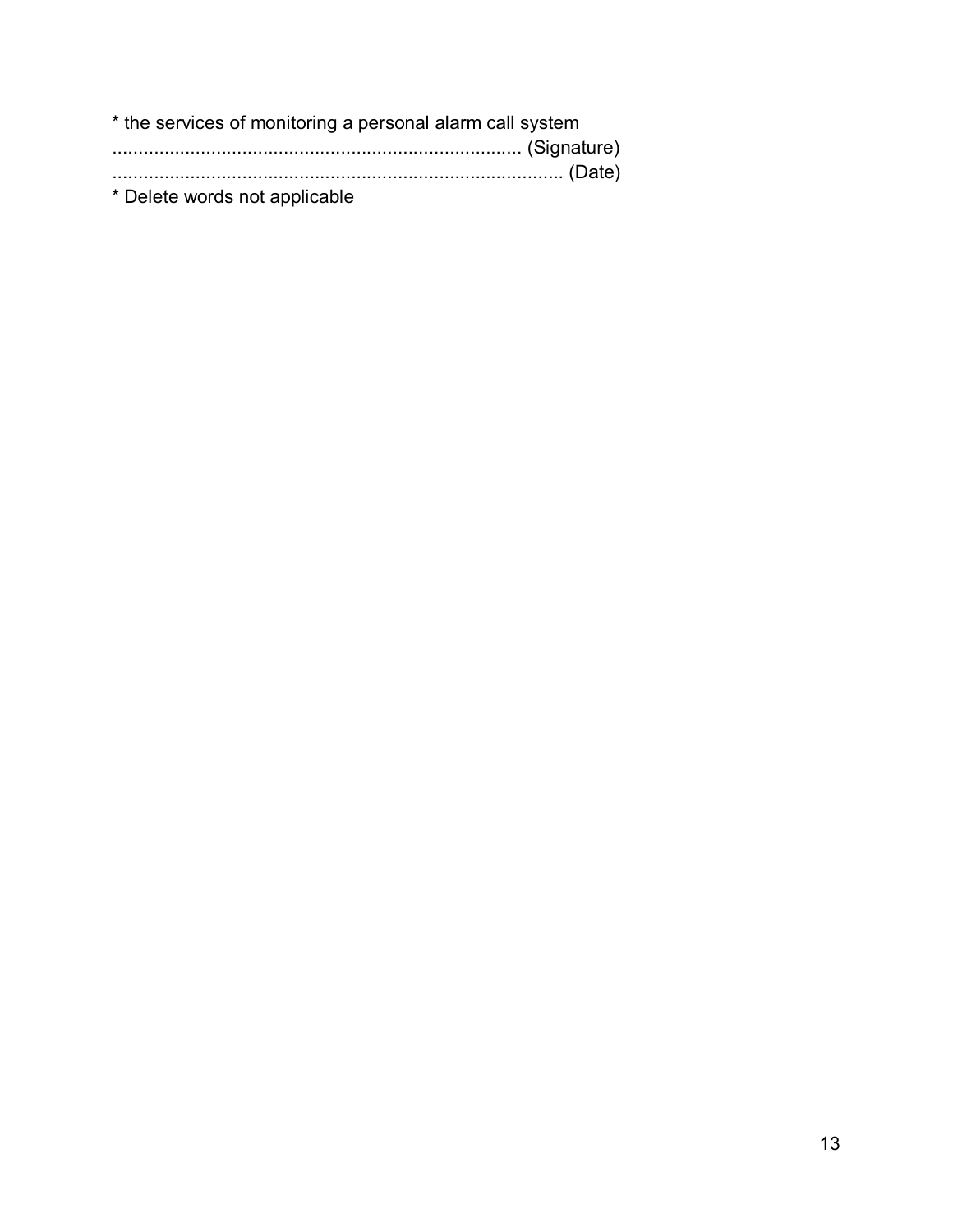* the services of monitoring a personal alarm call system

.............................................................................. (Signature)

...................................................................................... (Date)

* Delete words not applicable